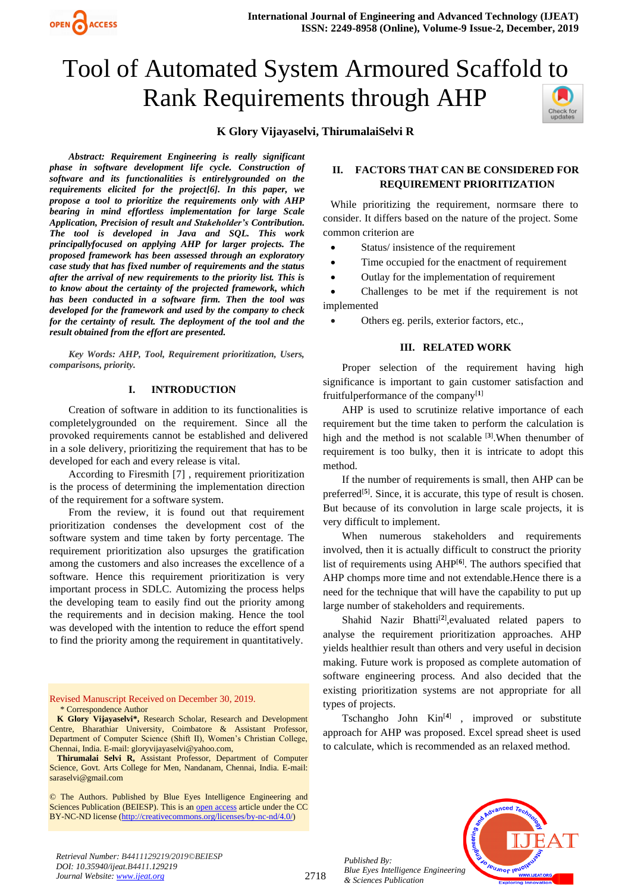# Tool of Automated System Armoured Scaffold to Rank Requirements through AHP

**K Glory Vijayaselvi, ThirumalaiSelvi R**

***Abstract:*** ***Requirement Engineering is really significant phase in software development life cycle. Construction of software and its functionalities is entirelygrounded on the requirements elicited for the project[6]. In this paper, we propose a tool to prioritize the requirements only with AHP bearing in mind effortless implementation for large Scale Application, Precision of result and Stakeholder's Contribution. The tool is developed in Java and SQL. This work principallyfocused on applying AHP for larger projects. The proposed framework has been assessed through an exploratory case study that has fixed number of requirements and the status after the arrival of new requirements to the priority list. This is to know about the certainty of the projected framework, which has been conducted in a software firm. Then the tool was developed for the framework and used by the company to check for the certainty of result. The deployment of the tool and the result obtained from the effort are presented.***

***Key Words:*** ***AHP, Tool, Requirement prioritization, Users, comparisons, priority.***

## I. INTRODUCTION

Creation of software in addition to its functionalities is completelygrounded on the requirement. Since all the provoked requirements cannot be established and delivered in a sole delivery, prioritizing the requirement that has to be developed for each and every release is vital.

According to Firesmith [7] , requirement prioritization is the process of determining the implementation direction of the requirement for a software system.

From the review, it is found out that requirement prioritization condenses the development cost of the software system and time taken by forty percentage. The requirement prioritization also upsurges the gratification among the customers and also increases the excellence of a software. Hence this requirement prioritization is very important process in SDLC. Automizing the process helps the developing team to easily find out the priority among the requirements and in decision making. Hence the tool was developed with the intention to reduce the effort spend to find the priority among the requirement in quantitatively.

Revised Manuscript Received on December 30, 2019.

\* Correspondence Author

**K Glory Vijayaselvi\*,** Research Scholar, Research and Development Centre, Bharathiar University, Coimbatore & Assistant Professor, Department of Computer Science (Shift II), Women's Christian College, Chennai, India. E-mail: gloryvijayaselvi@yahoo.com,

**Thirumalai Selvi R,** Assistant Professor, Department of Computer Science, Govt. Arts College for Men, Nandanam, Chennai, India. E-mail: saraselvi@gmail.com

© The Authors. Published by Blue Eyes Intelligence Engineering and Sciences Publication (BEIESP). This is an open access article under the CC BY-NC-ND license (http://creativecommons.org/licenses/by-nc-nd/4.0/)

## II. FACTORS THAT CAN BE CONSIDERED FOR REQUIREMENT PRIORITIZATION

While prioritizing the requirement, normsare there to consider. It differs based on the nature of the project. Some common criterion are

- Status/ insistence of the requirement
- Time occupied for the enactment of requirement
- Outlay for the implementation of requirement
- Challenges to be met if the requirement is not implemented
- Others eg. perils, exterior factors, etc.,

## III. RELATED WORK

Proper selection of the requirement having high significance is important to gain customer satisfaction and fruitfulperformance of the company[1]

AHP is used to scrutinize relative importance of each requirement but the time taken to perform the calculation is high and the method is not scalable [3].When thenumber of requirement is too bulky, then it is intricate to adopt this method.

If the number of requirements is small, then AHP can be preferred[5]. Since, it is accurate, this type of result is chosen. But because of its convolution in large scale projects, it is very difficult to implement.

When numerous stakeholders and requirements involved, then it is actually difficult to construct the priority list of requirements using AHP[6]. The authors specified that AHP chomps more time and not extendable.Hence there is a need for the technique that will have the capability to put up large number of stakeholders and requirements.

Shahid Nazir Bhatti[2],evaluated related papers to analyse the requirement prioritization approaches. AHP yields healthier result than others and very useful in decision making. Future work is proposed as complete automation of software engineering process. And also decided that the existing prioritization systems are not appropriate for all types of projects.

Tschangho John Kin[4] , improved or substitute approach for AHP was proposed. Excel spread sheet is used to calculate, which is recommended as an relaxed method.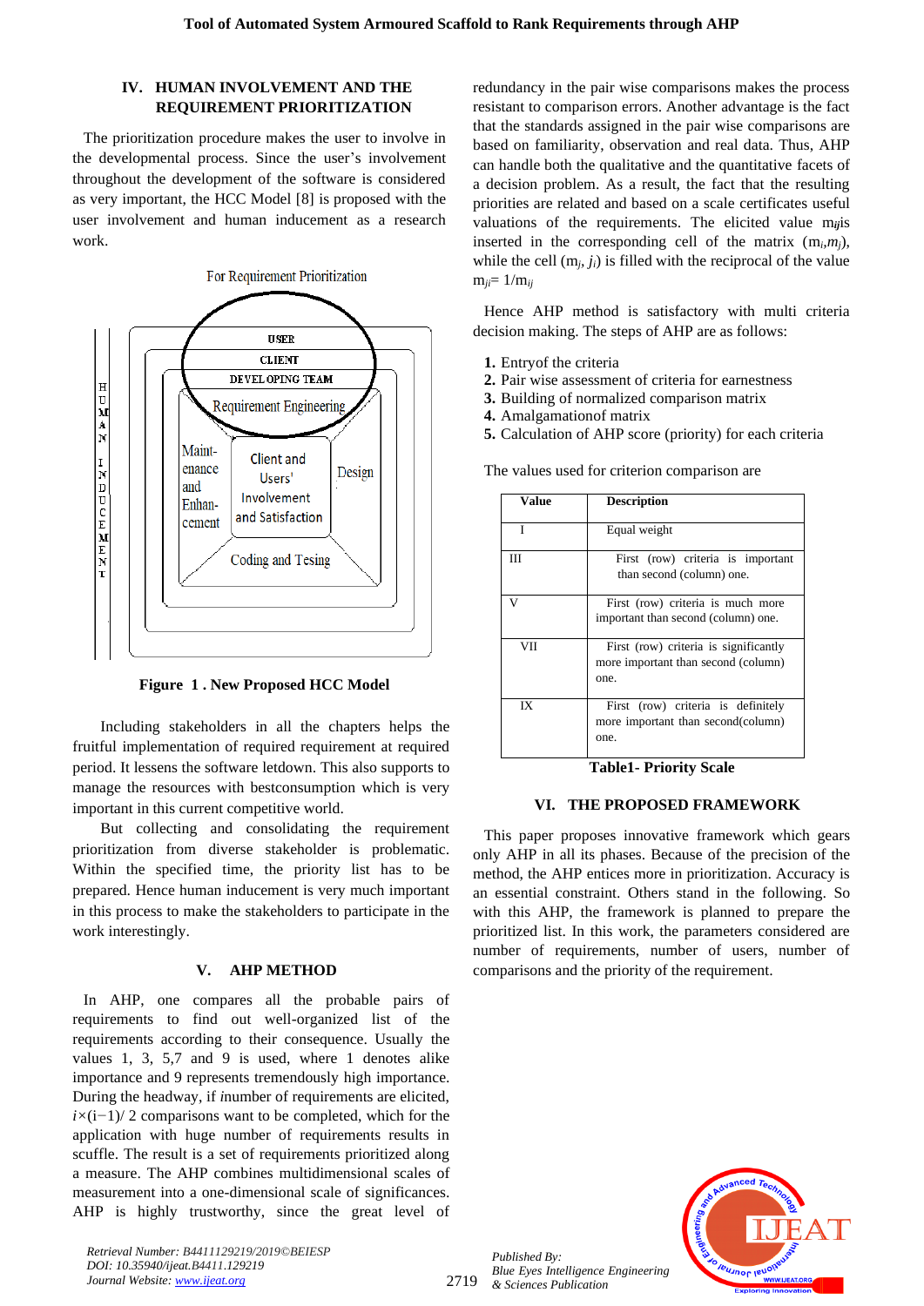## IV. HUMAN INVOLVEMENT AND THE REQUIREMENT PRIORITIZATION

The prioritization procedure makes the user to involve in the developmental process. Since the user's involvement throughout the development of the software is considered as very important, the HCC Model [8] is proposed with the user involvement and human inducement as a research work.

For Requirement Prioritization

HUMAN INDUCEMENT

USER

CLIENT

DEVELOPING TEAM

Requirement Engineering

Maint-enance and Enhan-cement

Client and Users' Involvement and Satisfaction

Design

Coding and Tesing

**Figure 1 . New Proposed HCC Model**

Including stakeholders in all the chapters helps the fruitful implementation of required requirement at required period. It lessens the software letdown. This also supports to manage the resources with bestconsumption which is very important in this current competitive world.

But collecting and consolidating the requirement prioritization from diverse stakeholder is problematic. Within the specified time, the priority list has to be prepared. Hence human inducement is very much important in this process to make the stakeholders to participate in the work interestingly.

## V. AHP METHOD

In AHP, one compares all the probable pairs of requirements to find out well-organized list of the requirements according to their consequence. Usually the values 1, 3, 5,7 and 9 is used, where 1 denotes alike importance and 9 represents tremendously high importance. During the headway, if *i*number of requirements are elicited, $i\times(i-1)/2$ comparisons want to be completed, which for the application with huge number of requirements results in scuffle. The result is a set of requirements prioritized along a measure. The AHP combines multidimensional scales of measurement into a one-dimensional scale of significances. AHP is highly trustworthy, since the great level of redundancy in the pair wise comparisons makes the process resistant to comparison errors. Another advantage is the fact that the standards assigned in the pair wise comparisons are based on familiarity, observation and real data. Thus, AHP can handle both the qualitative and the quantitative facets of a decision problem. As a result, the fact that the resulting priorities are related and based on a scale certificates useful valuations of the requirements. The elicited value $m_{ij}$is inserted in the corresponding cell of the matrix ($m_i,m_j$), while the cell ($m_j$, $j_i$) is filled with the reciprocal of the value $m_{ji}= 1/m_{ij}$

Hence AHP method is satisfactory with multi criteria decision making. The steps of AHP are as follows:

1. Entryof the criteria
2. Pair wise assessment of criteria for earnestness
3. Building of normalized comparison matrix
4. Amalgamationof matrix
5. Calculation of AHP score (priority) for each criteria

The values used for criterion comparison are

| Value | Description |
|---|---|
| I | Equal weight |
| III | First (row) criteria is important than second (column) one. |
| V | First (row) criteria is much more important than second (column) one. |
| VII | First (row) criteria is significantly more important than second (column) one. |
| IX | First (row) criteria is definitely more important than second(column) one. |

**Table1- Priority Scale**

## VI. THE PROPOSED FRAMEWORK

This paper proposes innovative framework which gears only AHP in all its phases. Because of the precision of the method, the AHP entices more in prioritization. Accuracy is an essential constraint. Others stand in the following. So with this AHP, the framework is planned to prepare the prioritized list. In this work, the parameters considered are number of requirements, number of users, number of comparisons and the priority of the requirement.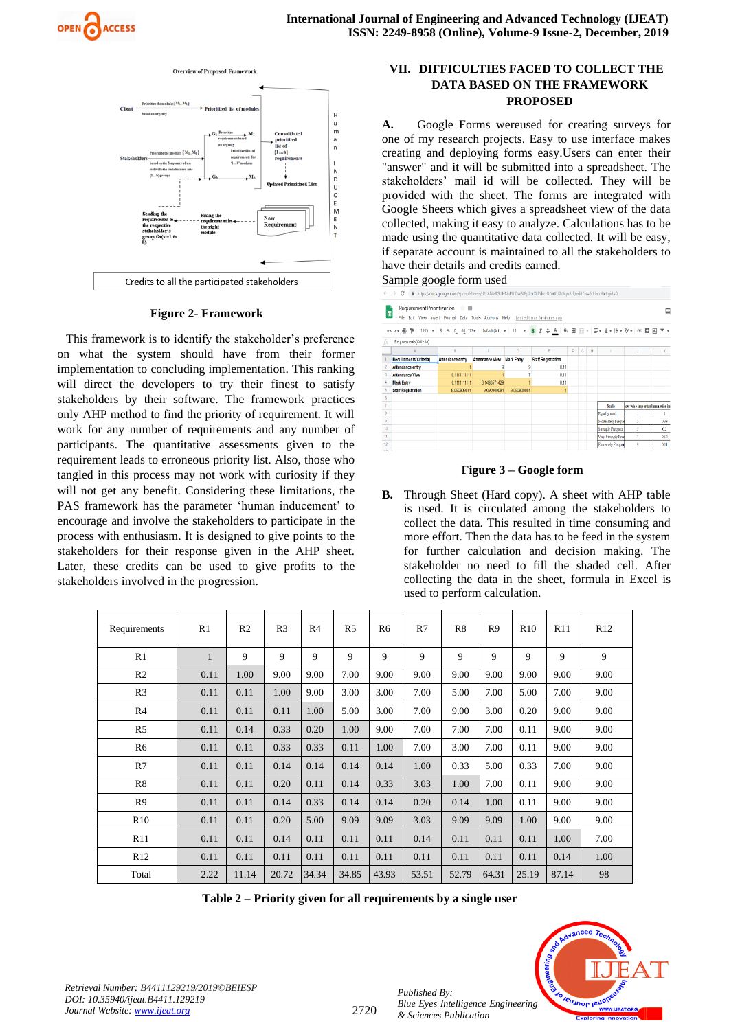Overview of Proposed Framework

Credits to all the participated stakeholders

**Figure 2- Framework**

This framework is to identify the stakeholder's preference on what the system should have from their former implementation to concluding implementation. This ranking will direct the developers to try their finest to satisfy stakeholders by their software. The framework practices only AHP method to find the priority of requirement. It will work for any number of requirements and any number of participants. The quantitative assessments given to the requirement leads to erroneous priority list. Also, those who tangled in this process may not work with curiosity if they will not get any benefit. Considering these limitations, the PAS framework has the parameter 'human inducement' to encourage and involve the stakeholders to participate in the process with enthusiasm. It is designed to give points to the stakeholders for their response given in the AHP sheet. Later, these credits can be used to give profits to the stakeholders involved in the progression.

## VII. DIFFICULTIES FACED TO COLLECT THE DATA BASED ON THE FRAMEWORK PROPOSED

**A.** Google Forms wereused for creating surveys for one of my research projects. Easy to use interface makes creating and deploying forms easy.Users can enter their "answer" and it will be submitted into a spreadsheet. The stakeholders' mail id will be collected. They will be provided with the sheet. The forms are integrated with Google Sheets which gives a spreadsheet view of the data collected, making it easy to analyze. Calculations has to be made using the quantitative data collected. It will be easy, if separate account is maintained to all the stakeholders to have their details and credits earned.

Sample google form used

**Figure 3 – Google form**

**B.** Through Sheet (Hard copy). A sheet with AHP table is used. It is circulated among the stakeholders to collect the data. This resulted in time consuming and more effort. Then the data has to be feed in the system for further calculation and decision making. The stakeholder no need to fill the shaded cell. After collecting the data in the sheet, formula in Excel is used to perform calculation.

| Requirements | R1 | R2 | R3 | R4 | R5 | R6 | R7 | R8 | R9 | R10 | R11 | R12 |
|---|---|---|---|---|---|---|---|---|---|---|---|---|
| R1 | 1 | 9 | 9 | 9 | 9 | 9 | 9 | 9 | 9 | 9 | 9 | 9 |
| R2 | 0.11 | 1.00 | 9.00 | 9.00 | 7.00 | 9.00 | 9.00 | 9.00 | 9.00 | 9.00 | 9.00 | 9.00 |
| R3 | 0.11 | 0.11 | 1.00 | 9.00 | 3.00 | 3.00 | 7.00 | 5.00 | 7.00 | 5.00 | 7.00 | 9.00 |
| R4 | 0.11 | 0.11 | 0.11 | 1.00 | 5.00 | 3.00 | 7.00 | 9.00 | 3.00 | 0.20 | 9.00 | 9.00 |
| R5 | 0.11 | 0.14 | 0.33 | 0.20 | 1.00 | 9.00 | 7.00 | 7.00 | 7.00 | 0.11 | 9.00 | 9.00 |
| R6 | 0.11 | 0.11 | 0.33 | 0.33 | 0.11 | 1.00 | 7.00 | 3.00 | 7.00 | 0.11 | 9.00 | 9.00 |
| R7 | 0.11 | 0.11 | 0.14 | 0.14 | 0.14 | 0.14 | 1.00 | 0.33 | 5.00 | 0.33 | 7.00 | 9.00 |
| R8 | 0.11 | 0.11 | 0.20 | 0.11 | 0.14 | 0.33 | 3.03 | 1.00 | 7.00 | 0.11 | 9.00 | 9.00 |
| R9 | 0.11 | 0.11 | 0.14 | 0.33 | 0.14 | 0.14 | 0.20 | 0.14 | 1.00 | 0.11 | 9.00 | 9.00 |
| R10 | 0.11 | 0.11 | 0.20 | 5.00 | 9.09 | 9.09 | 3.03 | 9.09 | 9.09 | 1.00 | 9.00 | 9.00 |
| R11 | 0.11 | 0.11 | 0.14 | 0.11 | 0.11 | 0.11 | 0.14 | 0.11 | 0.11 | 0.11 | 1.00 | 7.00 |
| R12 | 0.11 | 0.11 | 0.11 | 0.11 | 0.11 | 0.11 | 0.11 | 0.11 | 0.11 | 0.11 | 0.14 | 1.00 |
| Total | 2.22 | 11.14 | 20.72 | 34.34 | 34.85 | 43.93 | 53.51 | 52.79 | 64.31 | 25.19 | 87.14 | 98 |

**Table 2 – Priority given for all requirements by a single user**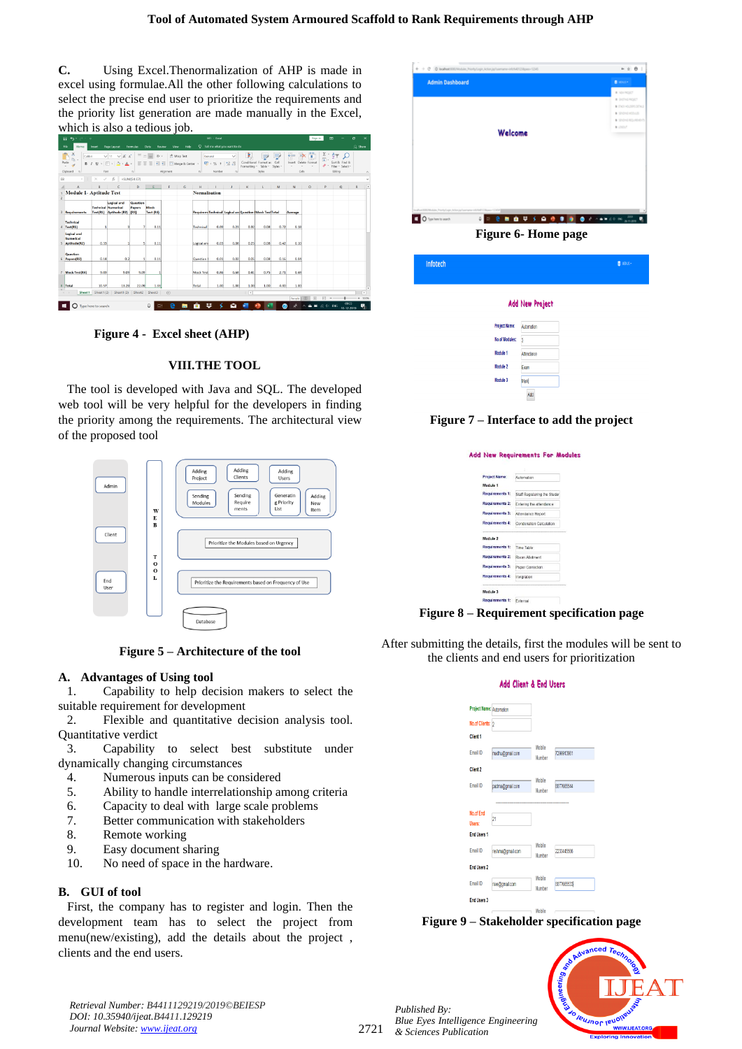C. Using Excel.Thenormalization of AHP is made in excel using formulae.All the other following calculations to select the precise end user to prioritize the requirements and the priority list generation are made manually in the Excel, which is also a tedious job.

Figure 4 - Excel sheet (AHP)

## VIII.THE TOOL

The tool is developed with Java and SQL. The developed web tool will be very helpful for the developers in finding the priority among the requirements. The architectural view of the proposed tool

Figure 5 – Architecture of the tool

### A. Advantages of Using tool

1. Capability to help decision makers to select the suitable requirement for development
2. Flexible and quantitative decision analysis tool. Quantitative verdict
3. Capability to select best substitute under dynamically changing circumstances
4. Numerous inputs can be considered
5. Ability to handle interrelationship among criteria
6. Capacity to deal with large scale problems
7. Better communication with stakeholders
8. Remote working
9. Easy document sharing
10. No need of space in the hardware.

### B. GUI of tool

First, the company has to register and login. Then the development team has to select the project from menu(new/existing), add the details about the project , clients and the end users.

Figure 6- Home page

Figure 7 – Interface to add the project

Figure 8 – Requirement specification page

After submitting the details, first the modules will be sent to the clients and end users for prioritization

Figure 9 – Stakeholder specification page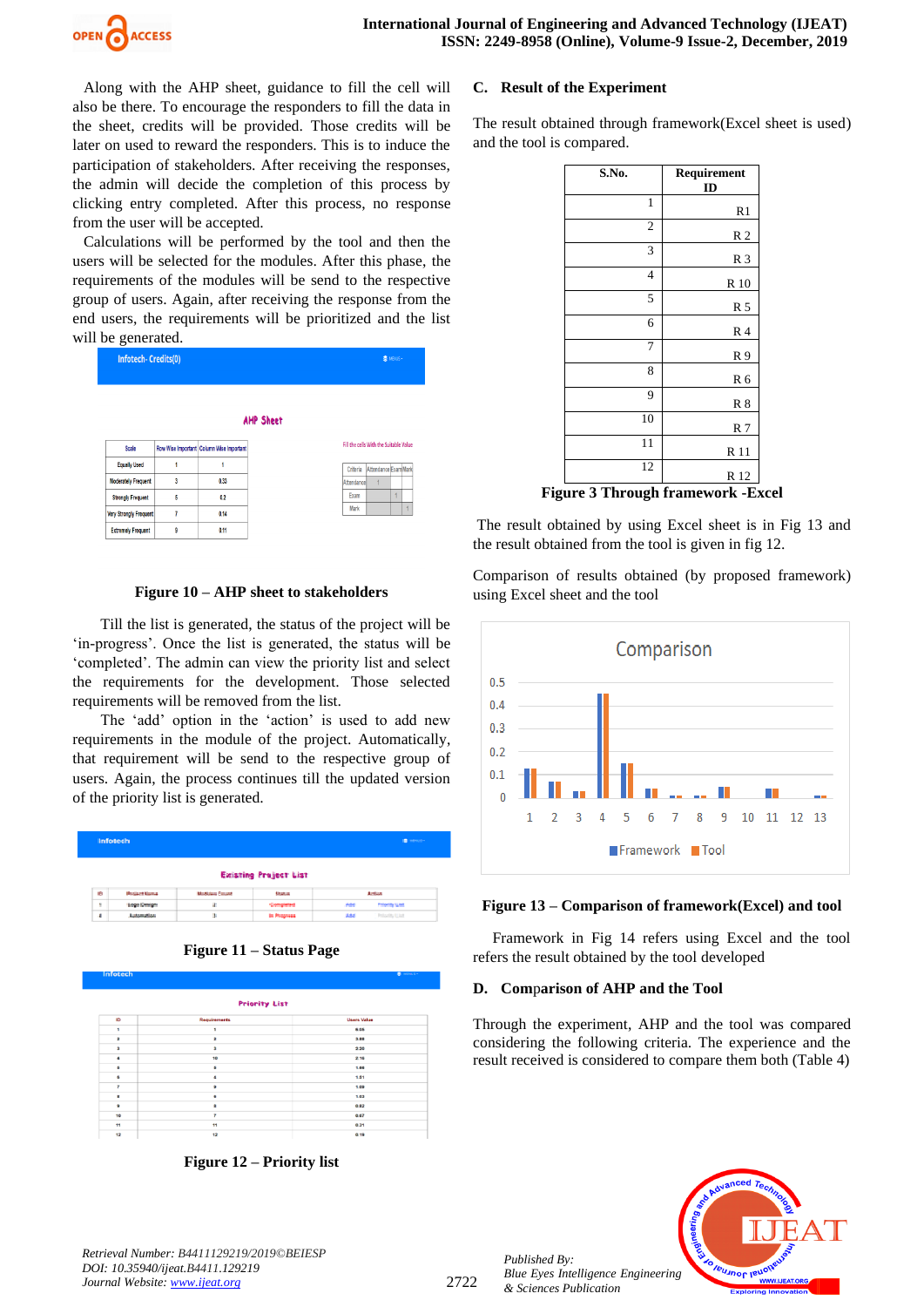Along with the AHP sheet, guidance to fill the cell will also be there. To encourage the responders to fill the data in the sheet, credits will be provided. Those credits will be later on used to reward the responders. This is to induce the participation of stakeholders. After receiving the responses, the admin will decide the completion of this process by clicking entry completed. After this process, no response from the user will be accepted.

Calculations will be performed by the tool and then the users will be selected for the modules. After this phase, the requirements of the modules will be send to the respective group of users. Again, after receiving the response from the end users, the requirements will be prioritized and the list will be generated.

**Figure 10 – AHP sheet to stakeholders**

Till the list is generated, the status of the project will be 'in-progress'. Once the list is generated, the status will be 'completed'. The admin can view the priority list and select the requirements for the development. Those selected requirements will be removed from the list.

The 'add' option in the 'action' is used to add new requirements in the module of the project. Automatically, that requirement will be send to the respective group of users. Again, the process continues till the updated version of the priority list is generated.

**Figure 11 – Status Page**

**Figure 12 – Priority list**

### C. Result of the Experiment

The result obtained through framework(Excel sheet is used) and the tool is compared.

| S.No. | Requirement ID |
|---|---|
| 1 | R1 |
| 2 | R 2 |
| 3 | R 3 |
| 4 | R 10 |
| 5 | R 5 |
| 6 | R 4 |
| 7 | R 9 |
| 8 | R 6 |
| 9 | R 8 |
| 10 | R 7 |
| 11 | R 11 |
| 12 | R 12 |

**Figure 3 Through framework -Excel**

The result obtained by using Excel sheet is in Fig 13 and the result obtained from the tool is given in fig 12.

Comparison of results obtained (by proposed framework) using Excel sheet and the tool

**Figure 13 – Comparison of framework(Excel) and tool**

Framework in Fig 14 refers using Excel and the tool refers the result obtained by the tool developed

### D. Comparison of AHP and the Tool

Through the experiment, AHP and the tool was compared considering the following criteria. The experience and the result received is considered to compare them both (Table 4)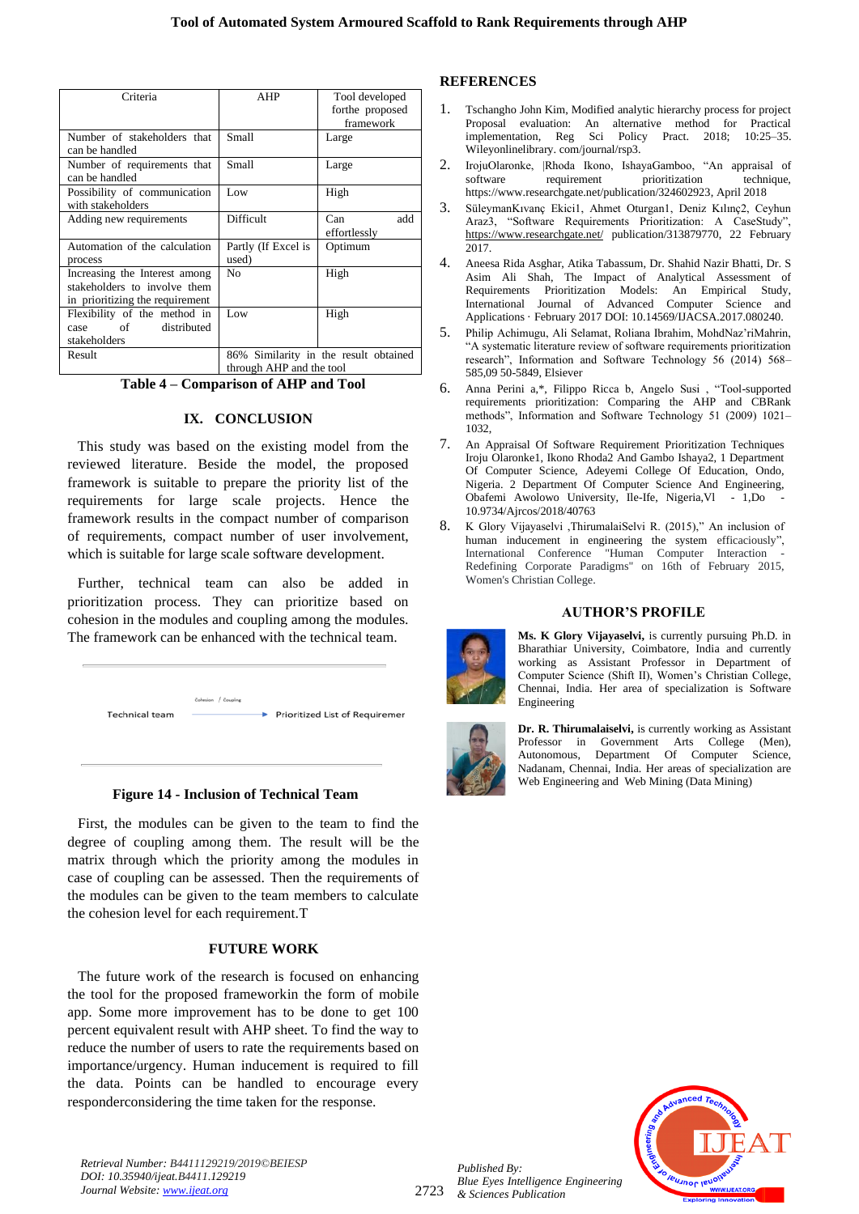| Criteria | AHP | Tool developed forthe proposed framework |
|---|---|---|
| Number of stakeholders that can be handled | Small | Large |
| Number of requirements that can be handled | Small | Large |
| Possibility of communication with stakeholders | Low | High |
| Adding new requirements | Difficult | Can add effortlessly |
| Automation of the calculation process | Partly (If Excel is used) | Optimum |
| Increasing the Interest among stakeholders to involve them in prioritizing the requirement | No | High |
| Flexibility of the method in case of distributed stakeholders | Low | High |
| Result | 86% Similarity in the result obtained through AHP and the tool | |

**Table 4 – Comparison of AHP and Tool**

## IX. CONCLUSION

This study was based on the existing model from the reviewed literature. Beside the model, the proposed framework is suitable to prepare the priority list of the requirements for large scale projects. Hence the framework results in the compact number of comparison of requirements, compact number of user involvement, which is suitable for large scale software development.

Further, technical team can also be added in prioritization process. They can prioritize based on cohesion in the modules and coupling among the modules. The framework can be enhanced with the technical team.

Technical team

Cohesion / Coupling

Prioritized List of Requiremer

**Figure 14 - Inclusion of Technical Team**

First, the modules can be given to the team to find the degree of coupling among them. The result will be the matrix through which the priority among the modules in case of coupling can be assessed. Then the requirements of the modules can be given to the team members to calculate the cohesion level for each requirement.T

## FUTURE WORK

The future work of the research is focused on enhancing the tool for the proposed frameworkin the form of mobile app. Some more improvement has to be done to get 100 percent equivalent result with AHP sheet. To find the way to reduce the number of users to rate the requirements based on importance/urgency. Human inducement is required to fill the data. Points can be handled to encourage every responderconsidering the time taken for the response.

## REFERENCES

1. Tschangho John Kim, Modified analytic hierarchy process for project Proposal evaluation: An alternative method for Practical implementation, Reg Sci Policy Pract. 2018; 10:25–35. Wileyonlinelibrary. com/journal/rsp3.
2. IrojuOlaronke, |Rhoda Ikono, IshayaGamboo, "An appraisal of software requirement prioritization technique, https://www.researchgate.net/publication/324602923, April 2018
3. SüleymanKıvanç Ekici1, Ahmet Oturgan1, Deniz Kılınç2, Ceyhun Araz3, "Software Requirements Prioritization: A CaseStudy", https://www.researchgate.net/ publication/313879770, 22 February 2017.
4. Aneesa Rida Asghar, Atika Tabassum, Dr. Shahid Nazir Bhatti, Dr. S Asim Ali Shah, The Impact of Analytical Assessment of Requirements Prioritization Models: An Empirical Study, International Journal of Advanced Computer Science and Applications · February 2017 DOI: 10.14569/IJACSA.2017.080240.
5. Philip Achimugu, Ali Selamat, Roliana Ibrahim, MohdNaz'riMahrin, "A systematic literature review of software requirements prioritization research", Information and Software Technology 56 (2014) 568–585,09 50-5849, Elsiever
6. Anna Perini a,*, Filippo Ricca b, Angelo Susi , "Tool-supported requirements prioritization: Comparing the AHP and CBRank methods", Information and Software Technology 51 (2009) 1021–1032,
7. An Appraisal Of Software Requirement Prioritization Techniques Iroju Olaronke1, Ikono Rhoda2 And Gambo Ishaya2, 1 Department Of Computer Science, Adeyemi College Of Education, Ondo, Nigeria. 2 Department Of Computer Science And Engineering, Obafemi Awolowo University, Ile-Ife, Nigeria,Vl - 1,Do - 10.9734/Ajrcos/2018/40763
8. K Glory Vijayaselvi ,ThirumalaiSelvi R. (2015)," An inclusion of human inducement in engineering the system efficaciously", International Conference "Human Computer Interaction - Redefining Corporate Paradigms" on 16th of February 2015, Women's Christian College.

## AUTHOR'S PROFILE

**Ms. K Glory Vijayaselvi,** is currently pursuing Ph.D. in Bharathiar University, Coimbatore, India and currently working as Assistant Professor in Department of Computer Science (Shift II), Women's Christian College, Chennai, India. Her area of specialization is Software Engineering

**Dr. R. Thirumalaiselvi,** is currently working as Assistant Professor in Government Arts College (Men), Autonomous, Department Of Computer Science, Nadanam, Chennai, India. Her areas of specialization are Web Engineering and Web Mining (Data Mining)